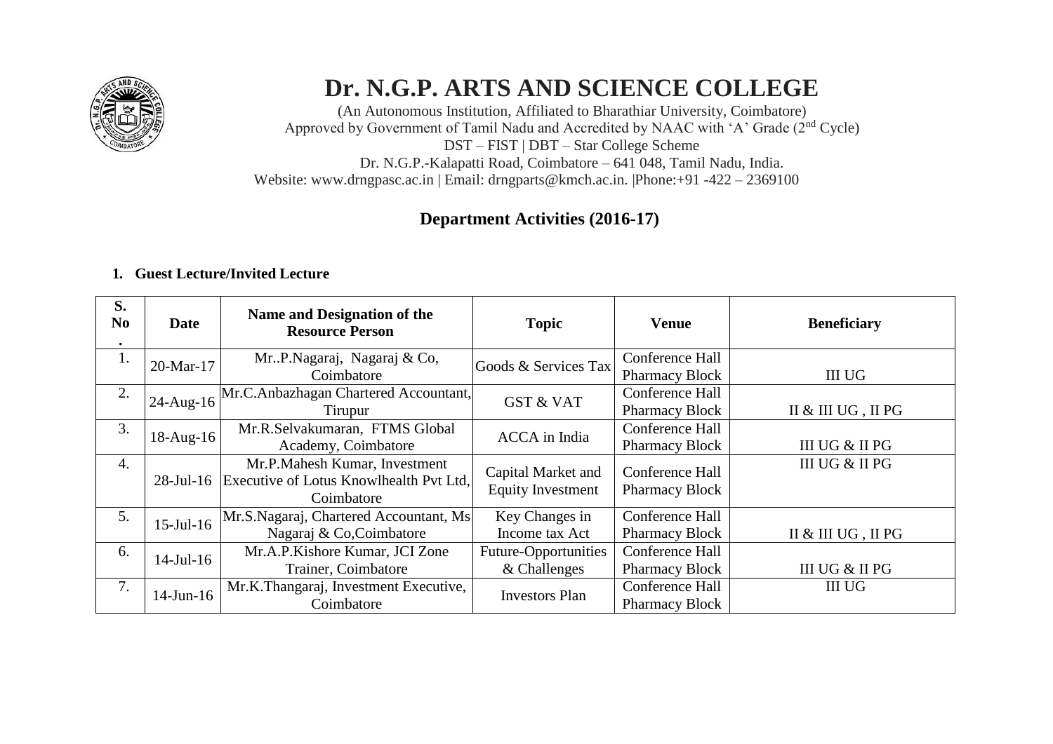# Dr. N.G.P. ARTS AND SCIENCE COLLEGE

(An Autonomous Institution, Affiliated to Bharathiar University, Coimbatore)
Approved by Government of Tamil Nadu and Accredited by NAAC with 'A' Grade (2nd Cycle)
DST – FIST | DBT – Star College Scheme
Dr. N.G.P.-Kalapatti Road, Coimbatore – 641 048, Tamil Nadu, India.
Website: www.drngpasc.ac.in | Email: drngparts@kmch.ac.in. |Phone:+91 -422 – 2369100

## Department Activities (2016-17)

**1. Guest Lecture/Invited Lecture**

| S. No. | Date | Name and Designation of the Resource Person | Topic | Venue | Beneficiary |
|---|---|---|---|---|---|
| 1. | 20-Mar-17 | Mr..P.Nagaraj, Nagaraj & Co, Coimbatore | Goods & Services Tax | Conference Hall Pharmacy Block | III UG |
| 2. | 24-Aug-16 | Mr.C.Anbazhagan Chartered Accountant, Tirupur | GST & VAT | Conference Hall Pharmacy Block | II & III UG , II PG |
| 3. | 18-Aug-16 | Mr.R.Selvakumaran, FTMS Global Academy, Coimbatore | ACCA in India | Conference Hall Pharmacy Block | III UG & II PG |
| 4. | 28-Jul-16 | Mr.P.Mahesh Kumar, Investment Executive of Lotus Knowlhealth Pvt Ltd, Coimbatore | Capital Market and Equity Investment | Conference Hall Pharmacy Block | III UG & II PG |
| 5. | 15-Jul-16 | Mr.S.Nagaraj, Chartered Accountant, Ms Nagaraj & Co,Coimbatore | Key Changes in Income tax Act | Conference Hall Pharmacy Block | II & III UG , II PG |
| 6. | 14-Jul-16 | Mr.A.P.Kishore Kumar, JCI Zone Trainer, Coimbatore | Future-Opportunities & Challenges | Conference Hall Pharmacy Block | III UG & II PG |
| 7. | 14-Jun-16 | Mr.K.Thangaraj, Investment Executive, Coimbatore | Investors Plan | Conference Hall Pharmacy Block | III UG |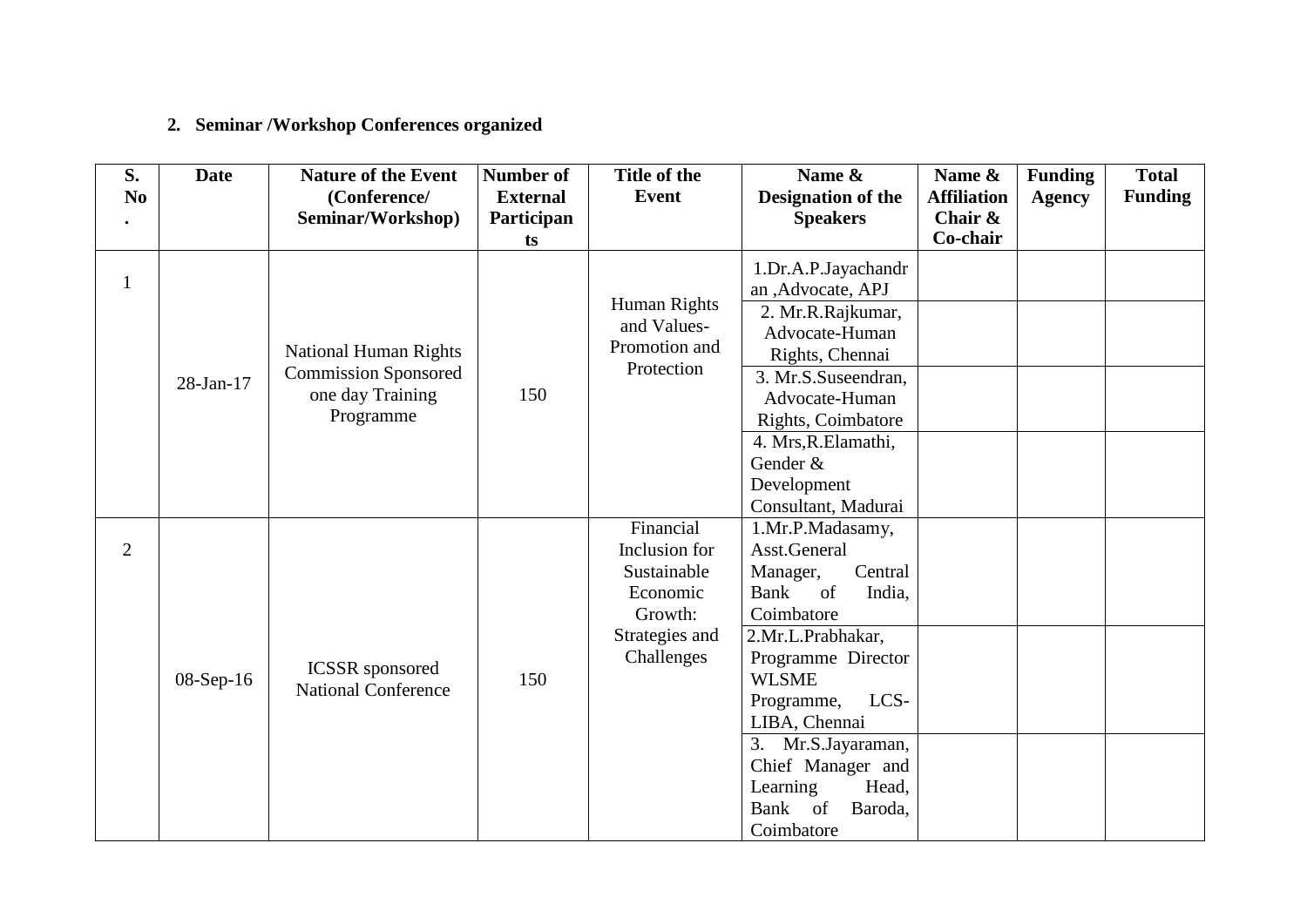2. **Seminar /Workshop Conferences organized**

| S. No. | Date | Nature of the Event (Conference/ Seminar/Workshop) | Number of External Participants | Title of the Event | Name & Designation of the Speakers | Name & Affiliation Chair & Co-chair | Funding Agency | Total Funding |
|---|---|---|---|---|---|---|---|---|
| 1 | 28-Jan-17 | National Human Rights Commission Sponsored one day Training Programme | 150 | Human Rights and Values- Promotion and Protection | 1.Dr.A.P.Jayachandran ,Advocate, APJ | | | |
| | | | | | 2. Mr.R.Rajkumar, Advocate-Human Rights, Chennai | | | |
| | | | | | 3. Mr.S.Suseendran, Advocate-Human Rights, Coimbatore | | | |
| | | | | | 4. Mrs,R.Elamathi, Gender & Development Consultant, Madurai | | | |
| 2 | 08-Sep-16 | ICSSR sponsored National Conference | 150 | Financial Inclusion for Sustainable Economic Growth: Strategies and Challenges | 1.Mr.P.Madasamy, Asst.General Manager, Central Bank of India, Coimbatore | | | |
| | | | | | 2.Mr.L.Prabhakar, Programme Director WLSME Programme, LCS-LIBA, Chennai | | | |
| | | | | | 3. Mr.S.Jayaraman, Chief Manager and Learning Head, Bank of Baroda, Coimbatore | | | |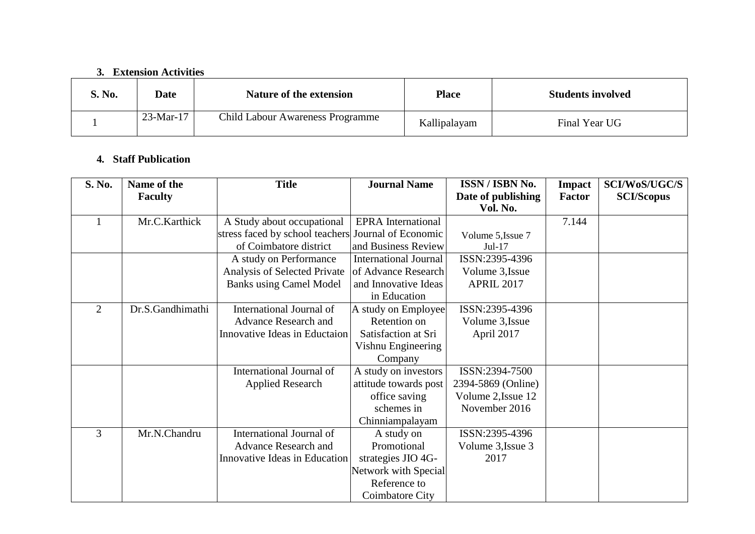### 3. Extension Activities

| S. No. | Date | Nature of the extension | Place | Students involved |
|---|---|---|---|---|
| 1 | 23-Mar-17 | Child Labour Awareness Programme | Kallipalayam | Final Year UG |

### 4. Staff Publication

| S. No. | Name of the Faculty | Title | Journal Name | ISSN / ISBN No. Date of publishing Vol. No. | Impact Factor | SCI/WoS/UGC/S SCI/Scopus |
|---|---|---|---|---|---|---|
| 1 | Mr.C.Karthick | A Study about occupational stress faced by school teachers of Coimbatore district | EPRA International Journal of Economic and Business Review | Volume 5,Issue 7 Jul-17 | 7.144 | |
| | | A study on Performance Analysis of Selected Private Banks using Camel Model | International Journal of Advance Research and Innovative Ideas in Education | ISSN:2395-4396 Volume 3,Issue APRIL 2017 | | |
| 2 | Dr.S.Gandhimathi | International Journal of Advance Research and Innovative Ideas in Eductaion | A study on Employee Retention on Satisfaction at Sri Vishnu Engineering Company | ISSN:2395-4396 Volume 3,Issue April 2017 | | |
| | | International Journal of Applied Research | A study on investors attitude towards post office saving schemes in Chinniampalayam | ISSN:2394-7500 2394-5869 (Online) Volume 2,Issue 12 November 2016 | | |
| 3 | Mr.N.Chandru | International Journal of Advance Research and Innovative Ideas in Education | A study on Promotional strategies JIO 4G-Network with Special Reference to Coimbatore City | ISSN:2395-4396 Volume 3,Issue 3 2017 | | |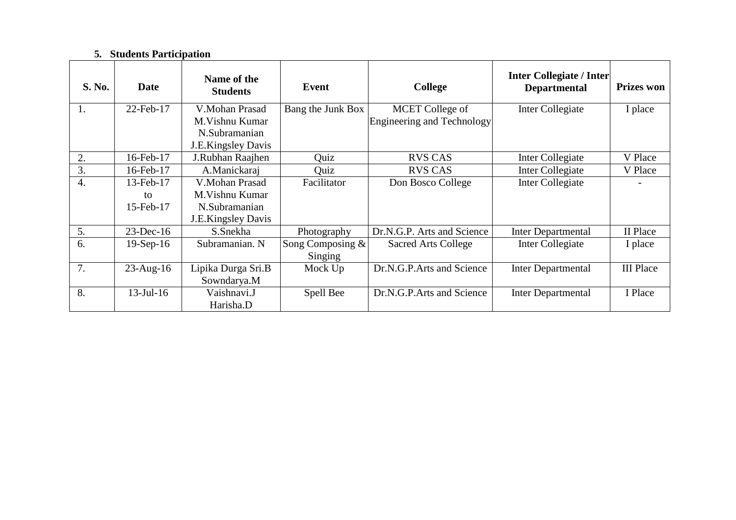### 5. Students Participation

| S. No. | Date | Name of the Students | Event | College | Inter Collegiate / Inter Departmental | Prizes won |
|---|---|---|---|---|---|---|
| 1. | 22-Feb-17 | V.Mohan Prasad<br>M.Vishnu Kumar<br>N.Subramanian<br>J.E.Kingsley Davis | Bang the Junk Box | MCET College of Engineering and Technology | Inter Collegiate | I place |
| 2. | 16-Feb-17 | J.Rubhan Raajhen | Quiz | RVS CAS | Inter Collegiate | V Place |
| 3. | 16-Feb-17 | A.Manickaraj | Quiz | RVS CAS | Inter Collegiate | V Place |
| 4. | 13-Feb-17 to 15-Feb-17 | V.Mohan Prasad<br>M.Vishnu Kumar<br>N.Subramanian<br>J.E.Kingsley Davis | Facilitator | Don Bosco College | Inter Collegiate | - |
| 5. | 23-Dec-16 | S.Snekha | Photography | Dr.N.G.P. Arts and Science | Inter Departmental | II Place |
| 6. | 19-Sep-16 | Subramanian. N | Song Composing & Singing | Sacred Arts College | Inter Collegiate | I place |
| 7. | 23-Aug-16 | Lipika Durga Sri.B<br>Sowndarya.M | Mock Up | Dr.N.G.P.Arts and Science | Inter Departmental | III Place |
| 8. | 13-Jul-16 | Vaishnavi.J<br>Harisha.D | Spell Bee | Dr.N.G.P.Arts and Science | Inter Departmental | I Place |